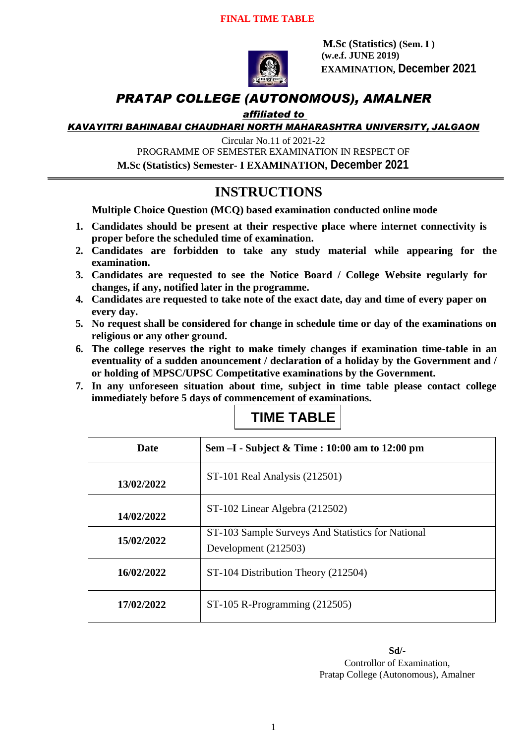**FINAL TIME TABLE**

**M.Sc (Statistics) (Sem. I )**
**(w.e.f. JUNE 2019)**
**EXAMINATION, December 2021**

# *PRATAP COLLEGE (AUTONOMOUS), AMALNER*

***affiliated to***

***KAVAYITRI BAHINABAI CHAUDHARI NORTH MAHARASHTRA UNIVERSITY, JALGAON***

Circular No.11 of 2021-22
PROGRAMME OF SEMESTER EXAMINATION IN RESPECT OF
**M.Sc (Statistics) Semester- I EXAMINATION, December 2021**

## INSTRUCTIONS

**Multiple Choice Question (MCQ) based examination conducted online mode**

1. **Candidates should be present at their respective place where internet connectivity is proper before the scheduled time of examination.**
2. **Candidates are forbidden to take any study material while appearing for the examination.**
3. **Candidates are requested to see the Notice Board / College Website regularly for changes, if any, notified later in the programme.**
4. **Candidates are requested to take note of the exact date, day and time of every paper on every day.**
5. **No request shall be considered for change in schedule time or day of the examinations on religious or any other ground.**
6. **The college reserves the right to make timely changes if examination time-table in an eventuality of a sudden anouncement / declaration of a holiday by the Government and / or holding of MPSC/UPSC Competitative examinations by the Government.**
7. **In any unforeseen situation about time, subject in time table please contact college immediately before 5 days of commencement of examinations.**

## TIME TABLE

| Date | Sem –I - Subject & Time : 10:00 am to 12:00 pm |
|---|---|
| **13/02/2022** | ST-101 Real Analysis (212501) |
| **14/02/2022** | ST-102 Linear Algebra (212502) |
| **15/02/2022** | ST-103 Sample Surveys And Statistics for National Development (212503) |
| **16/02/2022** | ST-104 Distribution Theory (212504) |
| **17/02/2022** | ST-105 R-Programming (212505) |

**Sd/-**
Controllor of Examination,
Pratap College (Autonomous), Amalner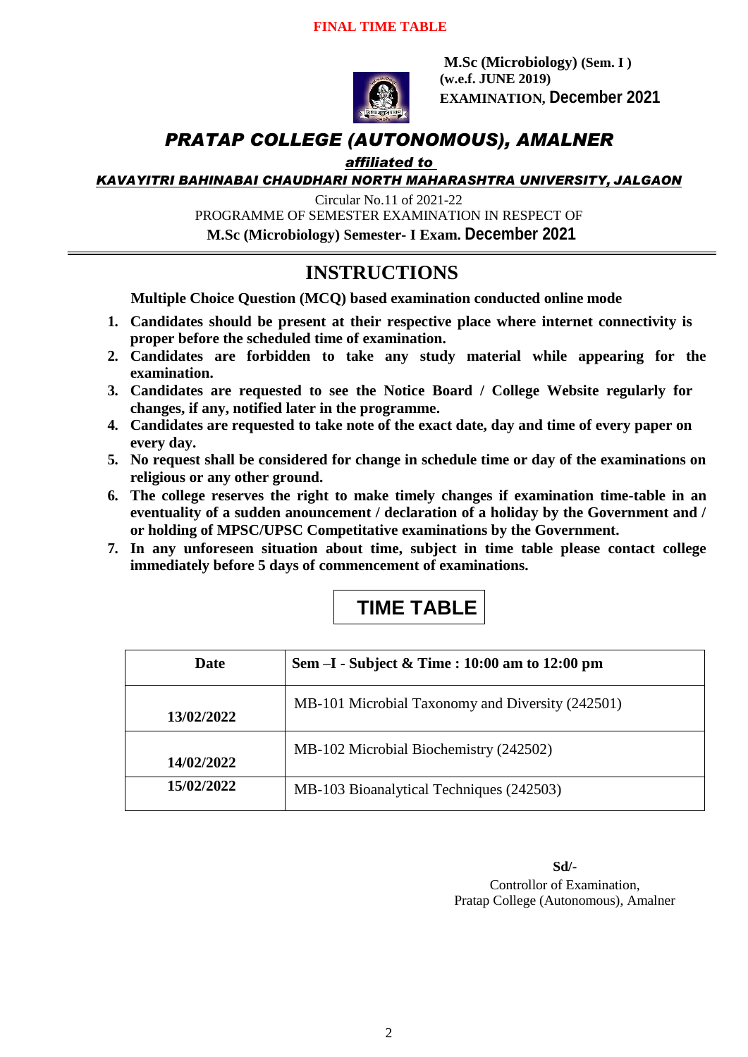**FINAL TIME TABLE**

**M.Sc (Microbiology) (Sem. I )**
**(w.e.f. JUNE 2019)**
**EXAMINATION, December 2021**

# *PRATAP COLLEGE (AUTONOMOUS), AMALNER*

***affiliated to***

***KAVAYITRI BAHINABAI CHAUDHARI NORTH MAHARASHTRA UNIVERSITY, JALGAON***

Circular No.11 of 2021-22
PROGRAMME OF SEMESTER EXAMINATION IN RESPECT OF
**M.Sc (Microbiology) Semester- I Exam. December 2021**

## INSTRUCTIONS

**Multiple Choice Question (MCQ) based examination conducted online mode**

1. **Candidates should be present at their respective place where internet connectivity is proper before the scheduled time of examination.**
2. **Candidates are forbidden to take any study material while appearing for the examination.**
3. **Candidates are requested to see the Notice Board / College Website regularly for changes, if any, notified later in the programme.**
4. **Candidates are requested to take note of the exact date, day and time of every paper on every day.**
5. **No request shall be considered for change in schedule time or day of the examinations on religious or any other ground.**
6. **The college reserves the right to make timely changes if examination time-table in an eventuality of a sudden anouncement / declaration of a holiday by the Government and / or holding of MPSC/UPSC Competitative examinations by the Government.**
7. **In any unforeseen situation about time, subject in time table please contact college immediately before 5 days of commencement of examinations.**

## TIME TABLE

| Date | Sem –I - Subject & Time : 10:00 am to 12:00 pm |
|---|---|
| 13/02/2022 | MB-101 Microbial Taxonomy and Diversity (242501) |
| 14/02/2022 | MB-102 Microbial Biochemistry (242502) |
| 15/02/2022 | MB-103 Bioanalytical Techniques (242503) |

**Sd/-**
Controllor of Examination,
Pratap College (Autonomous), Amalner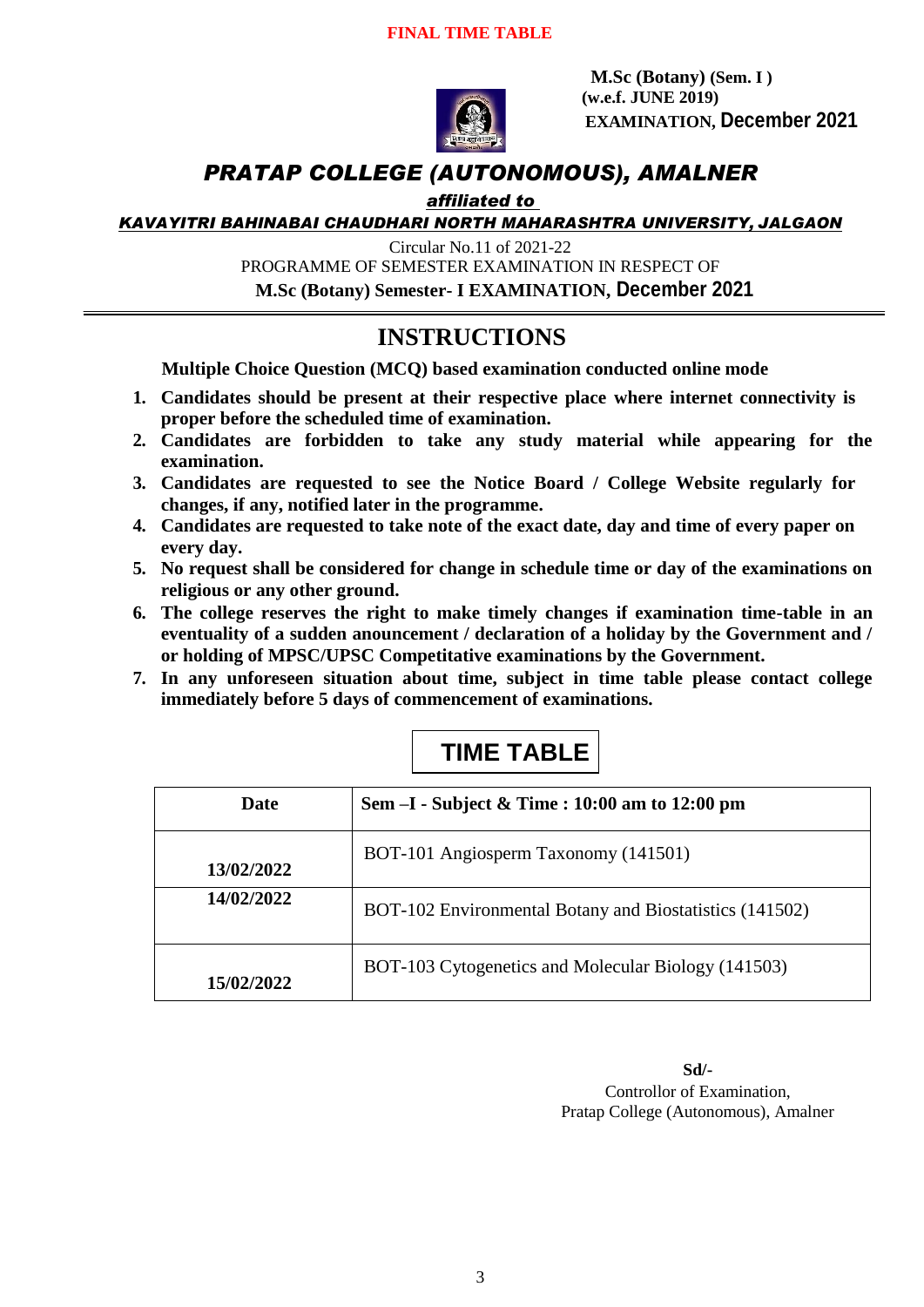**FINAL TIME TABLE**

**M.Sc (Botany) (Sem. I )**
**(w.e.f. JUNE 2019)**
**EXAMINATION, December 2021**

# *PRATAP COLLEGE (AUTONOMOUS), AMALNER*

***affiliated to***

***KAVAYITRI BAHINABAI CHAUDHARI NORTH MAHARASHTRA UNIVERSITY, JALGAON***

Circular No.11 of 2021-22
PROGRAMME OF SEMESTER EXAMINATION IN RESPECT OF
**M.Sc (Botany) Semester- I EXAMINATION, December 2021**

## INSTRUCTIONS

**Multiple Choice Question (MCQ) based examination conducted online mode**

1. **Candidates should be present at their respective place where internet connectivity is proper before the scheduled time of examination.**
2. **Candidates are forbidden to take any study material while appearing for the examination.**
3. **Candidates are requested to see the Notice Board / College Website regularly for changes, if any, notified later in the programme.**
4. **Candidates are requested to take note of the exact date, day and time of every paper on every day.**
5. **No request shall be considered for change in schedule time or day of the examinations on religious or any other ground.**
6. **The college reserves the right to make timely changes if examination time-table in an eventuality of a sudden anouncement / declaration of a holiday by the Government and / or holding of MPSC/UPSC Competitative examinations by the Government.**
7. **In any unforeseen situation about time, subject in time table please contact college immediately before 5 days of commencement of examinations.**

## TIME TABLE

| Date | Sem –I - Subject & Time : 10:00 am to 12:00 pm |
|---|---|
| 13/02/2022 | BOT-101 Angiosperm Taxonomy (141501) |
| 14/02/2022 | BOT-102 Environmental Botany and Biostatistics (141502) |
| 15/02/2022 | BOT-103 Cytogenetics and Molecular Biology (141503) |

**Sd/-**
Controllor of Examination,
Pratap College (Autonomous), Amalner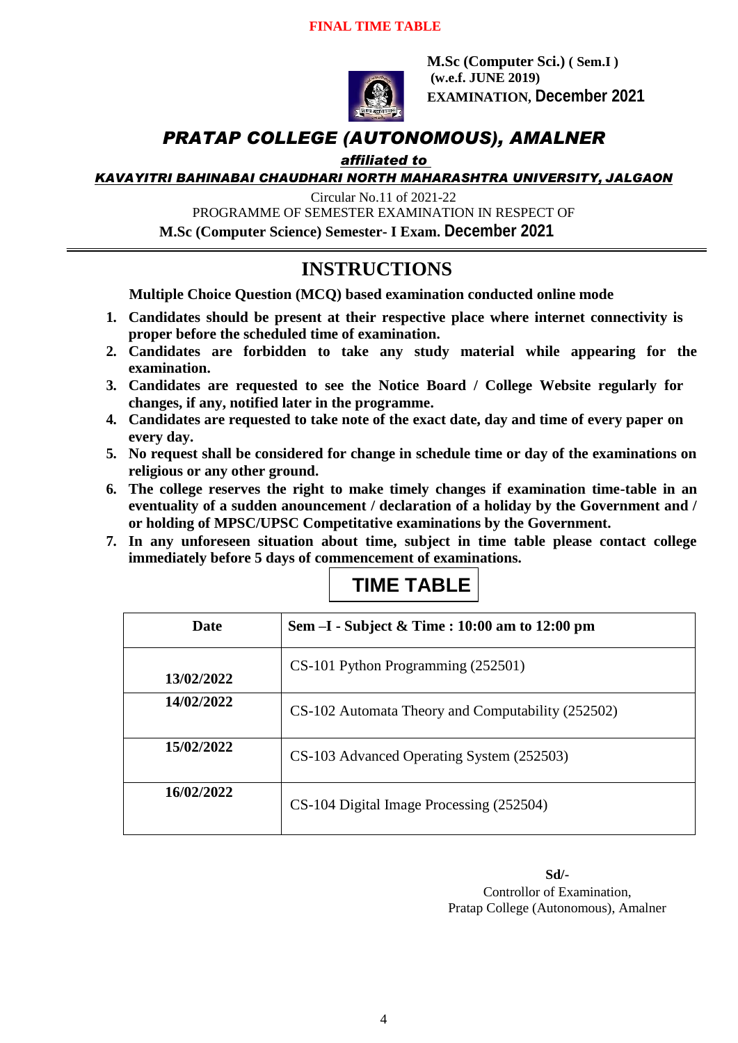**FINAL TIME TABLE**

**M.Sc (Computer Sci.) ( Sem.I )**
**(w.e.f. JUNE 2019)**
**EXAMINATION, December 2021**

# *PRATAP COLLEGE (AUTONOMOUS), AMALNER*

***affiliated to***

***KAVAYITRI BAHINABAI CHAUDHARI NORTH MAHARASHTRA UNIVERSITY, JALGAON***

Circular No.11 of 2021-22
PROGRAMME OF SEMESTER EXAMINATION IN RESPECT OF
**M.Sc (Computer Science) Semester- I Exam. December 2021**

## INSTRUCTIONS

**Multiple Choice Question (MCQ) based examination conducted online mode**

1. **Candidates should be present at their respective place where internet connectivity is proper before the scheduled time of examination.**
2. **Candidates are forbidden to take any study material while appearing for the examination.**
3. **Candidates are requested to see the Notice Board / College Website regularly for changes, if any, notified later in the programme.**
4. **Candidates are requested to take note of the exact date, day and time of every paper on every day.**
5. **No request shall be considered for change in schedule time or day of the examinations on religious or any other ground.**
6. **The college reserves the right to make timely changes if examination time-table in an eventuality of a sudden anouncement / declaration of a holiday by the Government and / or holding of MPSC/UPSC Competitative examinations by the Government.**
7. **In any unforeseen situation about time, subject in time table please contact college immediately before 5 days of commencement of examinations.**

## TIME TABLE

| Date | Sem –I - Subject & Time : 10:00 am to 12:00 pm |
|---|---|
| 13/02/2022 | CS-101 Python Programming (252501) |
| 14/02/2022 | CS-102 Automata Theory and Computability (252502) |
| 15/02/2022 | CS-103 Advanced Operating System (252503) |
| 16/02/2022 | CS-104 Digital Image Processing (252504) |

**Sd/-**
Controllor of Examination,
Pratap College (Autonomous), Amalner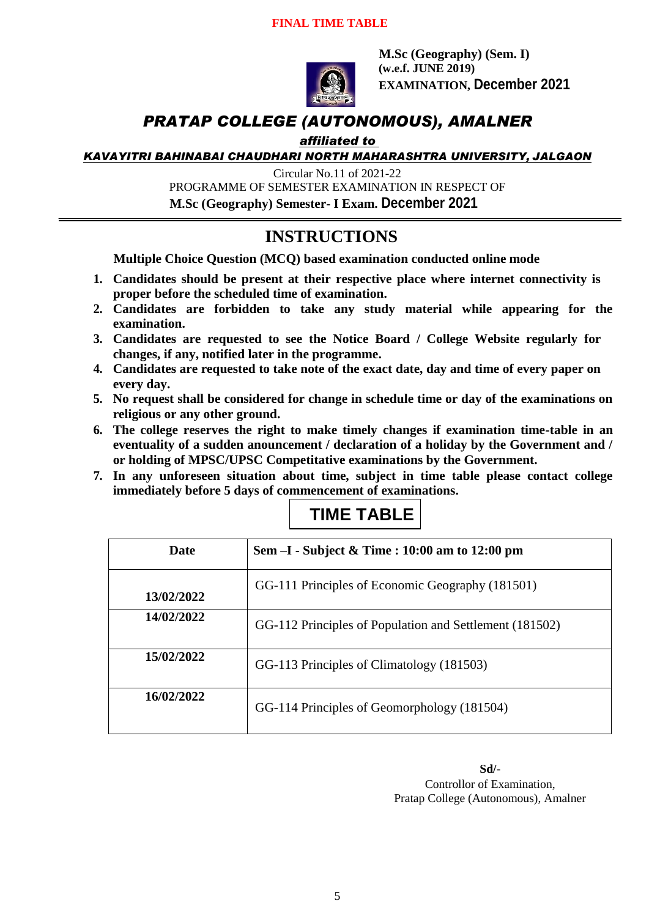**FINAL TIME TABLE**

**M.Sc (Geography) (Sem. I)**
**(w.e.f. JUNE 2019)**
**EXAMINATION, December 2021**

# *PRATAP COLLEGE (AUTONOMOUS), AMALNER*

***affiliated to***

***KAVAYITRI BAHINABAI CHAUDHARI NORTH MAHARASHTRA UNIVERSITY, JALGAON***

Circular No.11 of 2021-22
PROGRAMME OF SEMESTER EXAMINATION IN RESPECT OF
**M.Sc (Geography) Semester- I Exam. December 2021**

## INSTRUCTIONS

**Multiple Choice Question (MCQ) based examination conducted online mode**

1. **Candidates should be present at their respective place where internet connectivity is proper before the scheduled time of examination.**
2. **Candidates are forbidden to take any study material while appearing for the examination.**
3. **Candidates are requested to see the Notice Board / College Website regularly for changes, if any, notified later in the programme.**
4. **Candidates are requested to take note of the exact date, day and time of every paper on every day.**
5. **No request shall be considered for change in schedule time or day of the examinations on religious or any other ground.**
6. **The college reserves the right to make timely changes if examination time-table in an eventuality of a sudden anouncement / declaration of a holiday by the Government and / or holding of MPSC/UPSC Competitative examinations by the Government.**
7. **In any unforeseen situation about time, subject in time table please contact college immediately before 5 days of commencement of examinations.**

## TIME TABLE

| Date | Sem –I - Subject & Time : 10:00 am to 12:00 pm |
|---|---|
| 13/02/2022 | GG-111 Principles of Economic Geography (181501) |
| 14/02/2022 | GG-112 Principles of Population and Settlement (181502) |
| 15/02/2022 | GG-113 Principles of Climatology (181503) |
| 16/02/2022 | GG-114 Principles of Geomorphology (181504) |

**Sd/-**
Controllor of Examination,
Pratap College (Autonomous), Amalner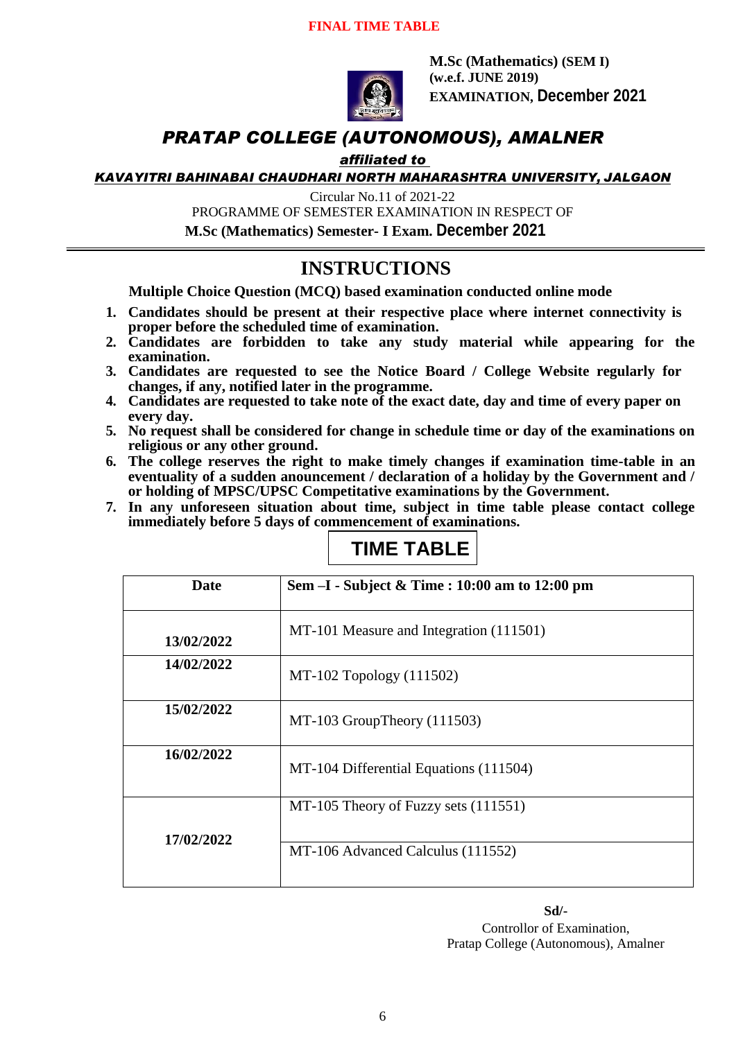**FINAL TIME TABLE**

**M.Sc (Mathematics) (SEM I)**
**(w.e.f. JUNE 2019)**
**EXAMINATION, December 2021**

# *PRATAP COLLEGE (AUTONOMOUS), AMALNER*

***affiliated to***

***KAVAYITRI BAHINABAI CHAUDHARI NORTH MAHARASHTRA UNIVERSITY, JALGAON***

Circular No.11 of 2021-22
PROGRAMME OF SEMESTER EXAMINATION IN RESPECT OF
**M.Sc (Mathematics) Semester- I Exam. December 2021**

## INSTRUCTIONS

**Multiple Choice Question (MCQ) based examination conducted online mode**

1. **Candidates should be present at their respective place where internet connectivity is proper before the scheduled time of examination.**
2. **Candidates are forbidden to take any study material while appearing for the examination.**
3. **Candidates are requested to see the Notice Board / College Website regularly for changes, if any, notified later in the programme.**
4. **Candidates are requested to take note of the exact date, day and time of every paper on every day.**
5. **No request shall be considered for change in schedule time or day of the examinations on religious or any other ground.**
6. **The college reserves the right to make timely changes if examination time-table in an eventuality of a sudden anouncement / declaration of a holiday by the Government and / or holding of MPSC/UPSC Competitative examinations by the Government.**
7. **In any unforeseen situation about time, subject in time table please contact college immediately before 5 days of commencement of examinations.**

## TIME TABLE

| Date | Sem –I - Subject & Time : 10:00 am to 12:00 pm |
|---|---|
| 13/02/2022 | MT-101 Measure and Integration (111501) |
| 14/02/2022 | MT-102 Topology (111502) |
| 15/02/2022 | MT-103 GroupTheory (111503) |
| 16/02/2022 | MT-104 Differential Equations (111504) |
| 17/02/2022 | MT-105 Theory of Fuzzy sets (111551) |
| | MT-106 Advanced Calculus (111552) |

**Sd/-**
Controllor of Examination,
Pratap College (Autonomous), Amalner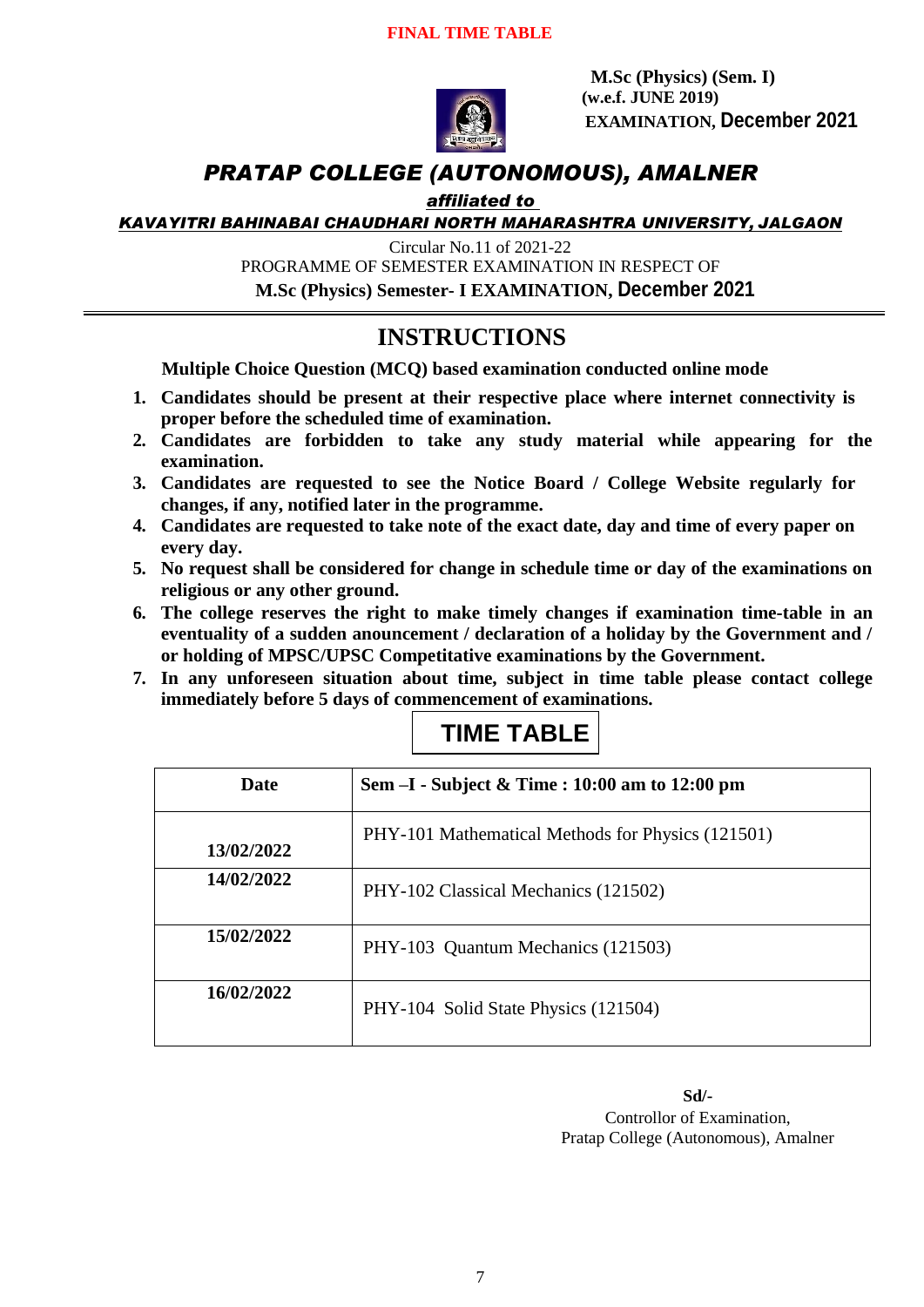**FINAL TIME TABLE**

**M.Sc (Physics) (Sem. I)**
**(w.e.f. JUNE 2019)**
**EXAMINATION, December 2021**

# *PRATAP COLLEGE (AUTONOMOUS), AMALNER*

***affiliated to***

***KAVAYITRI BAHINABAI CHAUDHARI NORTH MAHARASHTRA UNIVERSITY, JALGAON***

Circular No.11 of 2021-22
PROGRAMME OF SEMESTER EXAMINATION IN RESPECT OF
**M.Sc (Physics) Semester- I EXAMINATION, December 2021**

## INSTRUCTIONS

**Multiple Choice Question (MCQ) based examination conducted online mode**

1. **Candidates should be present at their respective place where internet connectivity is proper before the scheduled time of examination.**
2. **Candidates are forbidden to take any study material while appearing for the examination.**
3. **Candidates are requested to see the Notice Board / College Website regularly for changes, if any, notified later in the programme.**
4. **Candidates are requested to take note of the exact date, day and time of every paper on every day.**
5. **No request shall be considered for change in schedule time or day of the examinations on religious or any other ground.**
6. **The college reserves the right to make timely changes if examination time-table in an eventuality of a sudden anouncement / declaration of a holiday by the Government and / or holding of MPSC/UPSC Competitative examinations by the Government.**
7. **In any unforeseen situation about time, subject in time table please contact college immediately before 5 days of commencement of examinations.**

## TIME TABLE

| Date | Sem –I - Subject & Time : 10:00 am to 12:00 pm |
|---|---|
| **13/02/2022** | PHY-101 Mathematical Methods for Physics (121501) |
| **14/02/2022** | PHY-102 Classical Mechanics (121502) |
| **15/02/2022** | PHY-103 Quantum Mechanics (121503) |
| **16/02/2022** | PHY-104 Solid State Physics (121504) |

**Sd/-**
Controllor of Examination,
Pratap College (Autonomous), Amalner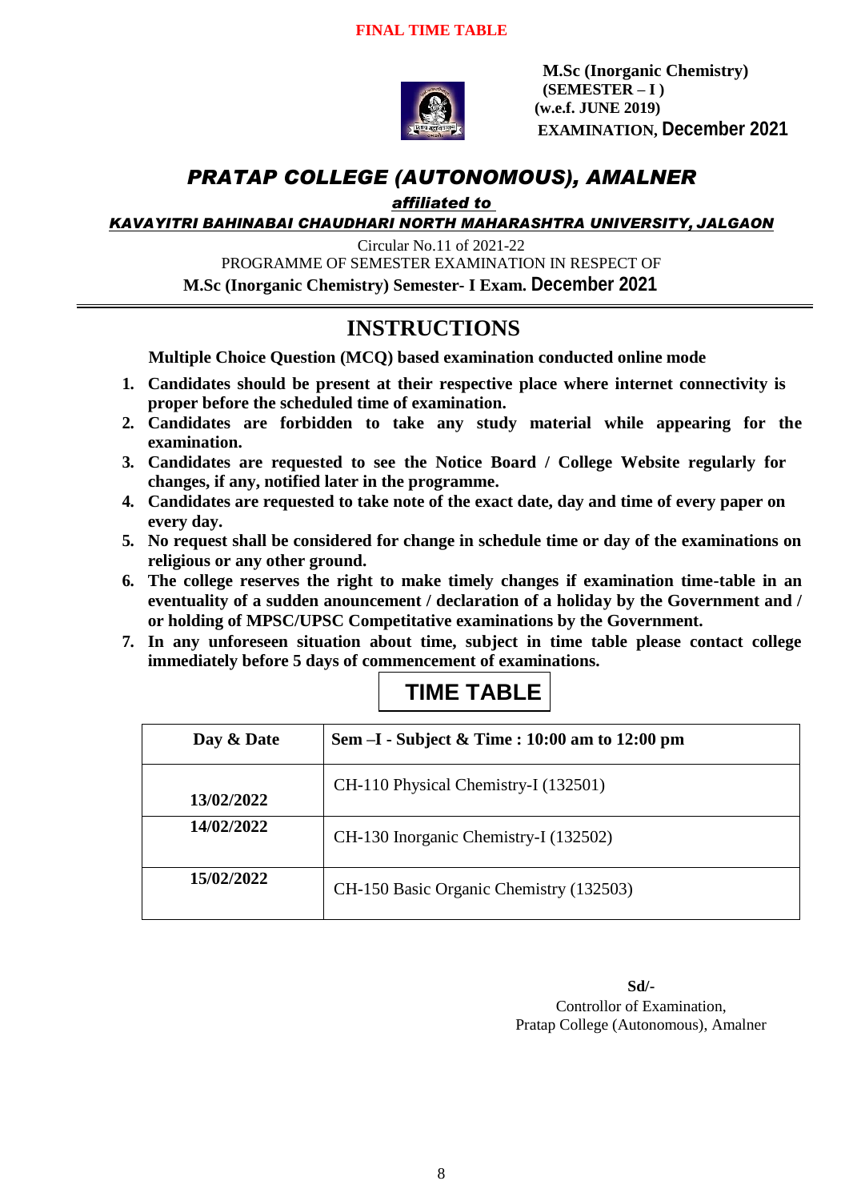**FINAL TIME TABLE**

**M.Sc (Inorganic Chemistry)**
**(SEMESTER – I )**
**(w.e.f. JUNE 2019)**
**EXAMINATION, December 2021**

# *PRATAP COLLEGE (AUTONOMOUS), AMALNER*

***affiliated to***

***KAVAYITRI BAHINABAI CHAUDHARI NORTH MAHARASHTRA UNIVERSITY, JALGAON***

Circular No.11 of 2021-22
PROGRAMME OF SEMESTER EXAMINATION IN RESPECT OF
**M.Sc (Inorganic Chemistry) Semester- I Exam. December 2021**

## INSTRUCTIONS

**Multiple Choice Question (MCQ) based examination conducted online mode**

1. **Candidates should be present at their respective place where internet connectivity is proper before the scheduled time of examination.**
2. **Candidates are forbidden to take any study material while appearing for the examination.**
3. **Candidates are requested to see the Notice Board / College Website regularly for changes, if any, notified later in the programme.**
4. **Candidates are requested to take note of the exact date, day and time of every paper on every day.**
5. **No request shall be considered for change in schedule time or day of the examinations on religious or any other ground.**
6. **The college reserves the right to make timely changes if examination time-table in an eventuality of a sudden anouncement / declaration of a holiday by the Government and / or holding of MPSC/UPSC Competitative examinations by the Government.**
7. **In any unforeseen situation about time, subject in time table please contact college immediately before 5 days of commencement of examinations.**

## TIME TABLE

| Day & Date | Sem –I - Subject & Time : 10:00 am to 12:00 pm |
|---|---|
| 13/02/2022 | CH-110 Physical Chemistry-I (132501) |
| 14/02/2022 | CH-130 Inorganic Chemistry-I (132502) |
| 15/02/2022 | CH-150 Basic Organic Chemistry (132503) |

**Sd/-**
Controllor of Examination,
Pratap College (Autonomous), Amalner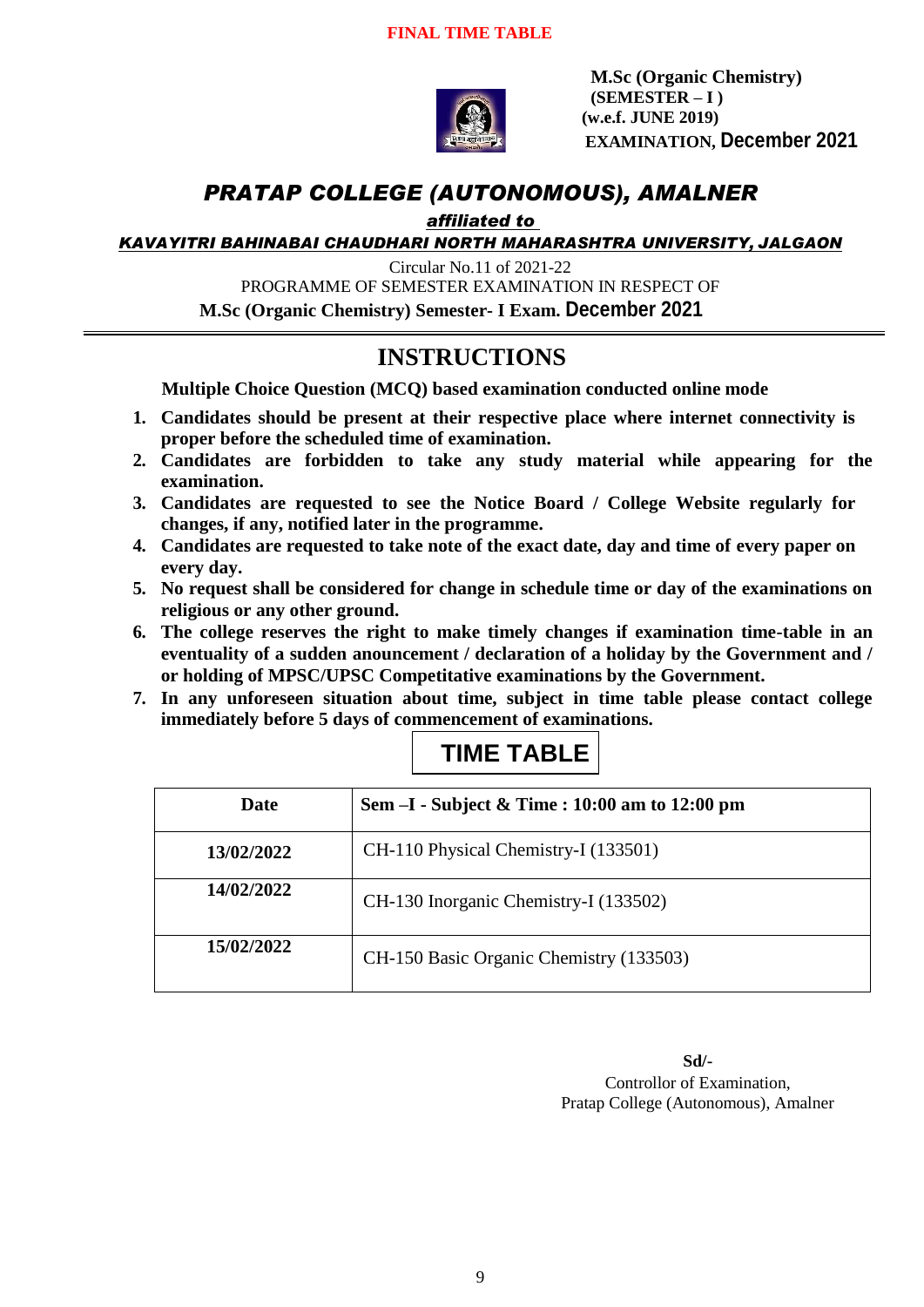**FINAL TIME TABLE**

**M.Sc (Organic Chemistry)**
**(SEMESTER – I )**
**(w.e.f. JUNE 2019)**
**EXAMINATION, December 2021**

# *PRATAP COLLEGE (AUTONOMOUS), AMALNER*

***affiliated to***

***KAVAYITRI BAHINABAI CHAUDHARI NORTH MAHARASHTRA UNIVERSITY, JALGAON***

Circular No.11 of 2021-22

PROGRAMME OF SEMESTER EXAMINATION IN RESPECT OF

**M.Sc (Organic Chemistry) Semester- I Exam. December 2021**

## INSTRUCTIONS

**Multiple Choice Question (MCQ) based examination conducted online mode**

1. **Candidates should be present at their respective place where internet connectivity is proper before the scheduled time of examination.**
2. **Candidates are forbidden to take any study material while appearing for the examination.**
3. **Candidates are requested to see the Notice Board / College Website regularly for changes, if any, notified later in the programme.**
4. **Candidates are requested to take note of the exact date, day and time of every paper on every day.**
5. **No request shall be considered for change in schedule time or day of the examinations on religious or any other ground.**
6. **The college reserves the right to make timely changes if examination time-table in an eventuality of a sudden anouncement / declaration of a holiday by the Government and / or holding of MPSC/UPSC Competitative examinations by the Government.**
7. **In any unforeseen situation about time, subject in time table please contact college immediately before 5 days of commencement of examinations.**

## TIME TABLE

| Date | Sem –I - Subject & Time : 10:00 am to 12:00 pm |
|---|---|
| **13/02/2022** | CH-110 Physical Chemistry-I (133501) |
| **14/02/2022** | CH-130 Inorganic Chemistry-I (133502) |
| **15/02/2022** | CH-150 Basic Organic Chemistry (133503) |

**Sd/-**
Controllor of Examination,
Pratap College (Autonomous), Amalner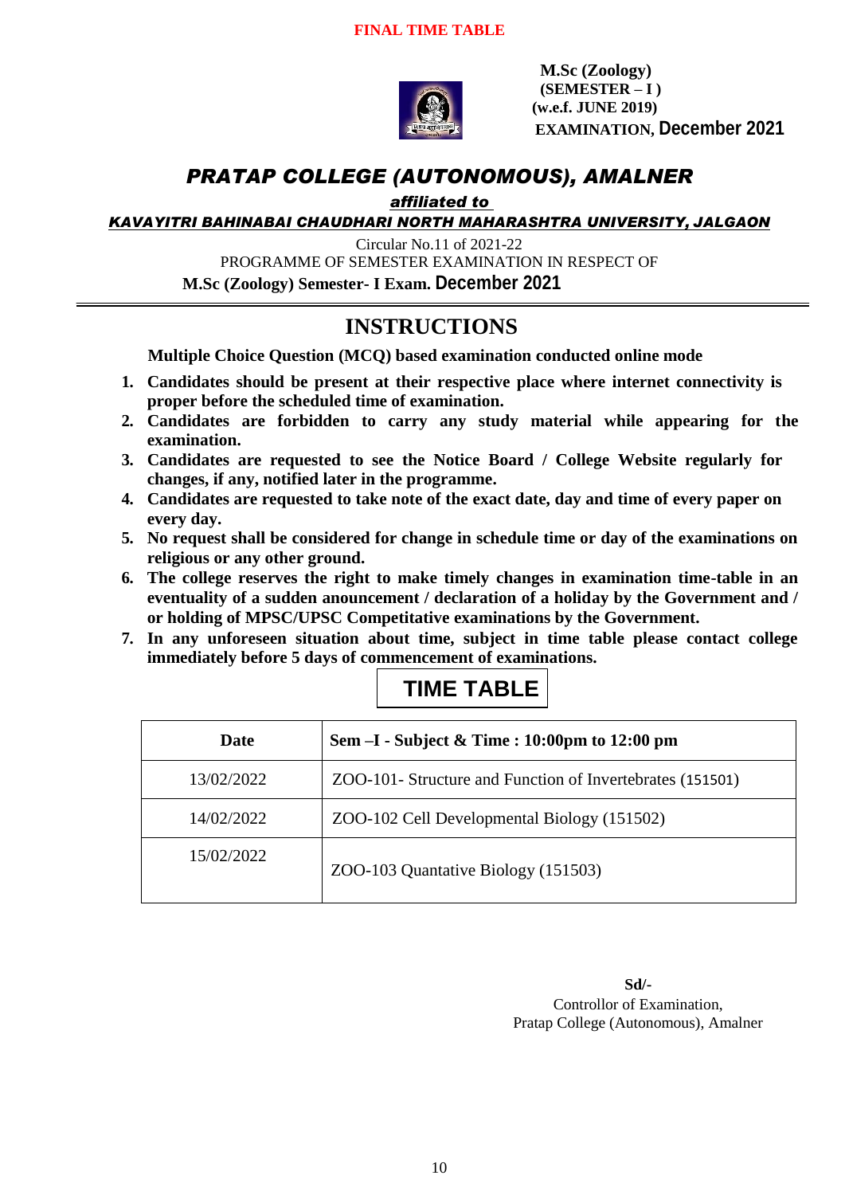**FINAL TIME TABLE**

**M.Sc (Zoology)**
**(SEMESTER – I )**
**(w.e.f. JUNE 2019)**
**EXAMINATION, December 2021**

# *PRATAP COLLEGE (AUTONOMOUS), AMALNER*

***affiliated to***

***KAVAYITRI BAHINABAI CHAUDHARI NORTH MAHARASHTRA UNIVERSITY, JALGAON***

Circular No.11 of 2021-22
PROGRAMME OF SEMESTER EXAMINATION IN RESPECT OF
**M.Sc (Zoology) Semester- I Exam. December 2021**

## INSTRUCTIONS

**Multiple Choice Question (MCQ) based examination conducted online mode**

1. **Candidates should be present at their respective place where internet connectivity is proper before the scheduled time of examination.**
2. **Candidates are forbidden to carry any study material while appearing for the examination.**
3. **Candidates are requested to see the Notice Board / College Website regularly for changes, if any, notified later in the programme.**
4. **Candidates are requested to take note of the exact date, day and time of every paper on every day.**
5. **No request shall be considered for change in schedule time or day of the examinations on religious or any other ground.**
6. **The college reserves the right to make timely changes in examination time-table in an eventuality of a sudden anouncement / declaration of a holiday by the Government and / or holding of MPSC/UPSC Competitative examinations by the Government.**
7. **In any unforeseen situation about time, subject in time table please contact college immediately before 5 days of commencement of examinations.**

## TIME TABLE

| Date | Sem –I - Subject & Time : 10:00pm to 12:00 pm |
|---|---|
| 13/02/2022 | ZOO-101- Structure and Function of Invertebrates (151501) |
| 14/02/2022 | ZOO-102 Cell Developmental Biology (151502) |
| 15/02/2022 | ZOO-103 Quantative Biology (151503) |

**Sd/-**
Controllor of Examination,
Pratap College (Autonomous), Amalner